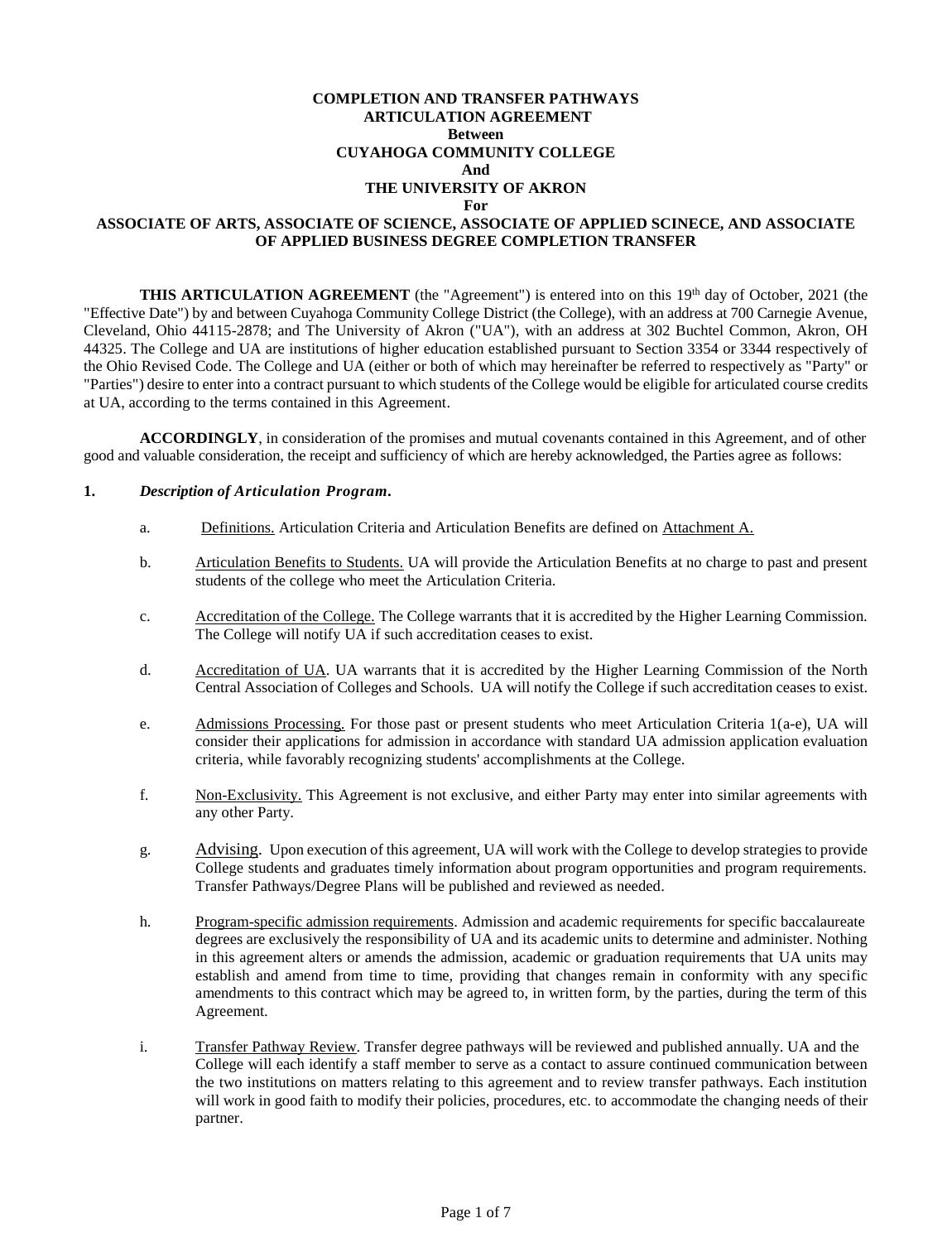# COMPLETION AND TRANSFER PATHWAYS ARTICULATION AGREEMENT Between CUYAHOGA COMMUNITY COLLEGE And THE UNIVERSITY OF AKRON For ASSOCIATE OF ARTS, ASSOCIATE OF SCIENCE, ASSOCIATE OF APPLIED SCINECE, AND ASSOCIATE OF APPLIED BUSINESS DEGREE COMPLETION TRANSFER

**THIS ARTICULATION AGREEMENT** (the "Agreement") is entered into on this 19th day of October, 2021 (the "Effective Date") by and between Cuyahoga Community College District (the College), with an address at 700 Carnegie Avenue, Cleveland, Ohio 44115-2878; and The University of Akron ("UA"), with an address at 302 Buchtel Common, Akron, OH 44325. The College and UA are institutions of higher education established pursuant to Section 3354 or 3344 respectively of the Ohio Revised Code. The College and UA (either or both of which may hereinafter be referred to respectively as "Party" or "Parties") desire to enter into a contract pursuant to which students of the College would be eligible for articulated course credits at UA, according to the terms contained in this Agreement.

**ACCORDINGLY**, in consideration of the promises and mutual covenants contained in this Agreement, and of other good and valuable consideration, the receipt and sufficiency of which are hereby acknowledged, the Parties agree as follows:

**1.** ***Description of Articulation Program.***

a. Definitions. Articulation Criteria and Articulation Benefits are defined on Attachment A.

b. Articulation Benefits to Students. UA will provide the Articulation Benefits at no charge to past and present students of the college who meet the Articulation Criteria.

c. Accreditation of the College. The College warrants that it is accredited by the Higher Learning Commission. The College will notify UA if such accreditation ceases to exist.

d. Accreditation of UA. UA warrants that it is accredited by the Higher Learning Commission of the North Central Association of Colleges and Schools. UA will notify the College if such accreditation ceases to exist.

e. Admissions Processing. For those past or present students who meet Articulation Criteria 1(a-e), UA will consider their applications for admission in accordance with standard UA admission application evaluation criteria, while favorably recognizing students' accomplishments at the College.

f. Non-Exclusivity. This Agreement is not exclusive, and either Party may enter into similar agreements with any other Party.

g. Advising. Upon execution of this agreement, UA will work with the College to develop strategies to provide College students and graduates timely information about program opportunities and program requirements. Transfer Pathways/Degree Plans will be published and reviewed as needed.

h. Program-specific admission requirements. Admission and academic requirements for specific baccalaureate degrees are exclusively the responsibility of UA and its academic units to determine and administer. Nothing in this agreement alters or amends the admission, academic or graduation requirements that UA units may establish and amend from time to time, providing that changes remain in conformity with any specific amendments to this contract which may be agreed to, in written form, by the parties, during the term of this Agreement.

i. Transfer Pathway Review. Transfer degree pathways will be reviewed and published annually. UA and the College will each identify a staff member to serve as a contact to assure continued communication between the two institutions on matters relating to this agreement and to review transfer pathways. Each institution will work in good faith to modify their policies, procedures, etc. to accommodate the changing needs of their partner.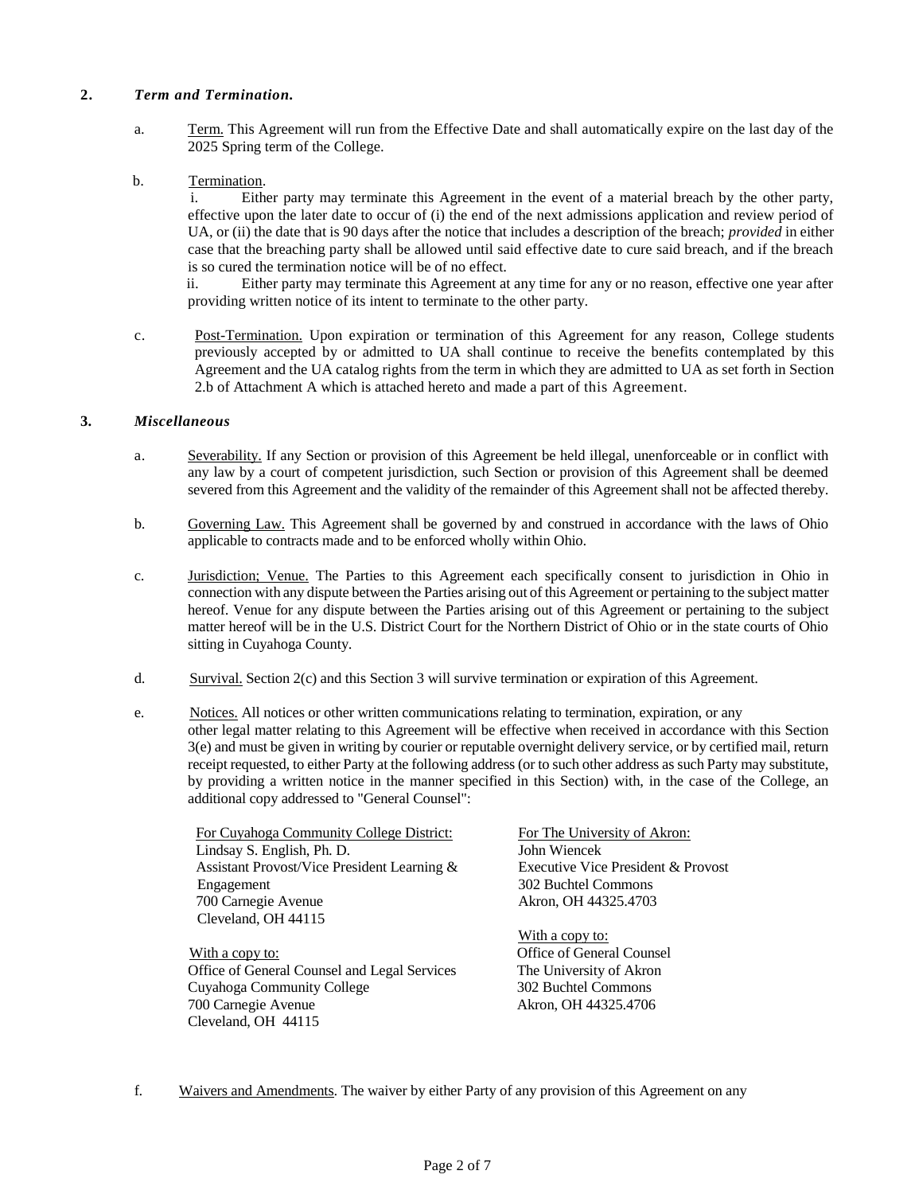## 2. *Term and Termination.*

a. Term. This Agreement will run from the Effective Date and shall automatically expire on the last day of the 2025 Spring term of the College.

b. Termination.

i. Either party may terminate this Agreement in the event of a material breach by the other party, effective upon the later date to occur of (i) the end of the next admissions application and review period of UA, or (ii) the date that is 90 days after the notice that includes a description of the breach; *provided* in either case that the breaching party shall be allowed until said effective date to cure said breach, and if the breach is so cured the termination notice will be of no effect.

ii. Either party may terminate this Agreement at any time for any or no reason, effective one year after providing written notice of its intent to terminate to the other party.

c. Post-Termination. Upon expiration or termination of this Agreement for any reason, College students previously accepted by or admitted to UA shall continue to receive the benefits contemplated by this Agreement and the UA catalog rights from the term in which they are admitted to UA as set forth in Section 2.b of Attachment A which is attached hereto and made a part of this Agreement.

## 3. *Miscellaneous*

a. Severability. If any Section or provision of this Agreement be held illegal, unenforceable or in conflict with any law by a court of competent jurisdiction, such Section or provision of this Agreement shall be deemed severed from this Agreement and the validity of the remainder of this Agreement shall not be affected thereby.

b. Governing Law. This Agreement shall be governed by and construed in accordance with the laws of Ohio applicable to contracts made and to be enforced wholly within Ohio.

c. Jurisdiction; Venue. The Parties to this Agreement each specifically consent to jurisdiction in Ohio in connection with any dispute between the Parties arising out of this Agreement or pertaining to the subject matter hereof. Venue for any dispute between the Parties arising out of this Agreement or pertaining to the subject matter hereof will be in the U.S. District Court for the Northern District of Ohio or in the state courts of Ohio sitting in Cuyahoga County.

d. Survival. Section 2(c) and this Section 3 will survive termination or expiration of this Agreement.

e. Notices. All notices or other written communications relating to termination, expiration, or any other legal matter relating to this Agreement will be effective when received in accordance with this Section 3(e) and must be given in writing by courier or reputable overnight delivery service, or by certified mail, return receipt requested, to either Party at the following address (or to such other address as such Party may substitute, by providing a written notice in the manner specified in this Section) with, in the case of the College, an additional copy addressed to "General Counsel":

For Cuyahoga Community College District:
Lindsay S. English, Ph. D.
Assistant Provost/Vice President Learning & Engagement
700 Carnegie Avenue
Cleveland, OH 44115

With a copy to:
Office of General Counsel and Legal Services
Cuyahoga Community College
700 Carnegie Avenue
Cleveland, OH 44115

For The University of Akron:
John Wiencek
Executive Vice President & Provost
302 Buchtel Commons
Akron, OH 44325.4703

With a copy to:
Office of General Counsel
The University of Akron
302 Buchtel Commons
Akron, OH 44325.4706

f. Waivers and Amendments. The waiver by either Party of any provision of this Agreement on any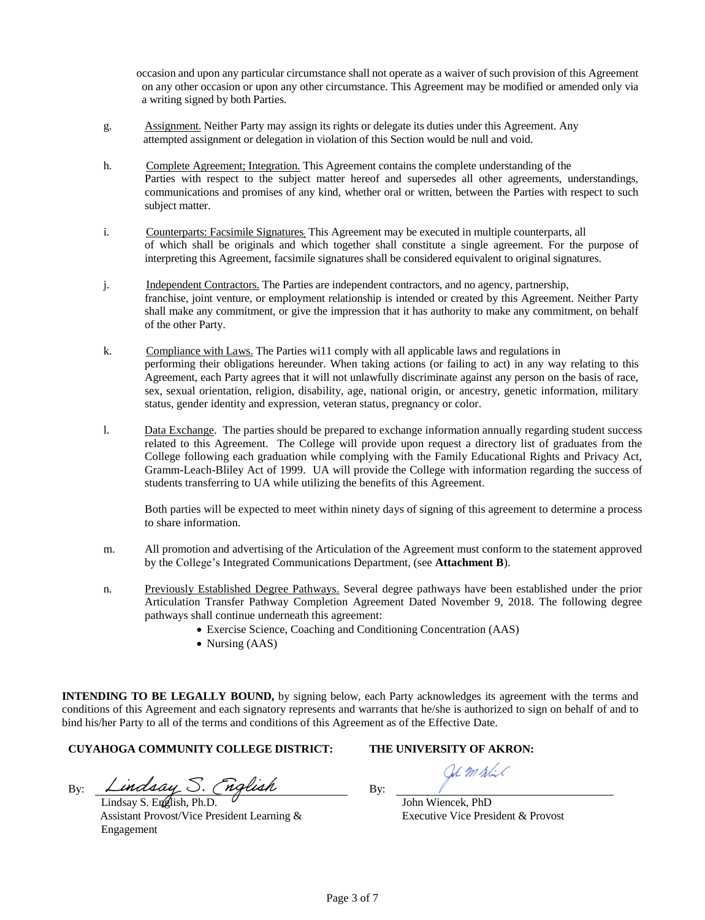occasion and upon any particular circumstance shall not operate as a waiver of such provision of this Agreement on any other occasion or upon any other circumstance. This Agreement may be modified or amended only via a writing signed by both Parties.

g. Assignment. Neither Party may assign its rights or delegate its duties under this Agreement. Any attempted assignment or delegation in violation of this Section would be null and void.

h. Complete Agreement; Integration. This Agreement contains the complete understanding of the Parties with respect to the subject matter hereof and supersedes all other agreements, understandings, communications and promises of any kind, whether oral or written, between the Parties with respect to such subject matter.

i. Counterparts: Facsimile Signatures. This Agreement may be executed in multiple counterparts, all of which shall be originals and which together shall constitute a single agreement. For the purpose of interpreting this Agreement, facsimile signatures shall be considered equivalent to original signatures.

j. Independent Contractors. The Parties are independent contractors, and no agency, partnership, franchise, joint venture, or employment relationship is intended or created by this Agreement. Neither Party shall make any commitment, or give the impression that it has authority to make any commitment, on behalf of the other Party.

k. Compliance with Laws. The Parties wi11 comply with all applicable laws and regulations in performing their obligations hereunder. When taking actions (or failing to act) in any way relating to this Agreement, each Party agrees that it will not unlawfully discriminate against any person on the basis of race, sex, sexual orientation, religion, disability, age, national origin, or ancestry, genetic information, military status, gender identity and expression, veteran status, pregnancy or color.

l. Data Exchange. The parties should be prepared to exchange information annually regarding student success related to this Agreement. The College will provide upon request a directory list of graduates from the College following each graduation while complying with the Family Educational Rights and Privacy Act, Gramm-Leach-Bliley Act of 1999. UA will provide the College with information regarding the success of students transferring to UA while utilizing the benefits of this Agreement.

Both parties will be expected to meet within ninety days of signing of this agreement to determine a process to share information.

m. All promotion and advertising of the Articulation of the Agreement must conform to the statement approved by the College's Integrated Communications Department, (see **Attachment B**).

n. Previously Established Degree Pathways. Several degree pathways have been established under the prior Articulation Transfer Pathway Completion Agreement Dated November 9, 2018. The following degree pathways shall continue underneath this agreement:

- Exercise Science, Coaching and Conditioning Concentration (AAS)
- Nursing (AAS)

**INTENDING TO BE LEGALLY BOUND,** by signing below, each Party acknowledges its agreement with the terms and conditions of this Agreement and each signatory represents and warrants that he/she is authorized to sign on behalf of and to bind his/her Party to all of the terms and conditions of this Agreement as of the Effective Date.

**CUYAHOGA COMMUNITY COLLEGE DISTRICT:**

By: *Lindsay S. English*
Lindsay S. English, Ph.D.
Assistant Provost/Vice President Learning & Engagement

**THE UNIVERSITY OF AKRON:**

By: [signature]
John Wiencek, PhD
Executive Vice President & Provost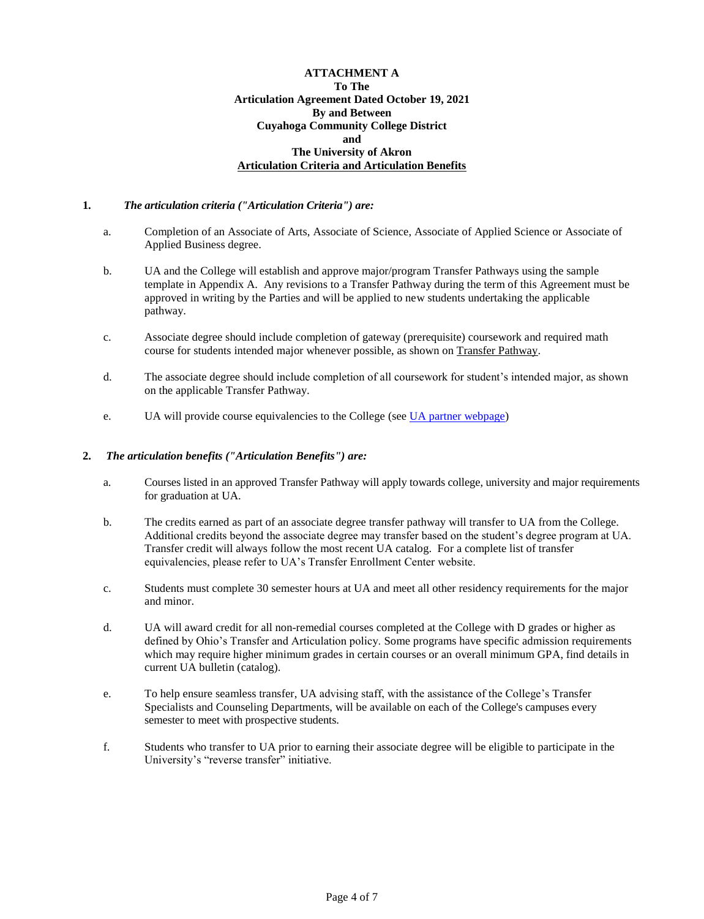**ATTACHMENT A**
**To The**
**Articulation Agreement Dated October 19, 2021**
**By and Between**
**Cuyahoga Community College District**
**and**
**The University of Akron**
**Articulation Criteria and Articulation Benefits**

**1.** ***The articulation criteria ("Articulation Criteria") are:***

a. Completion of an Associate of Arts, Associate of Science, Associate of Applied Science or Associate of Applied Business degree.

b. UA and the College will establish and approve major/program Transfer Pathways using the sample template in Appendix A. Any revisions to a Transfer Pathway during the term of this Agreement must be approved in writing by the Parties and will be applied to new students undertaking the applicable pathway.

c. Associate degree should include completion of gateway (prerequisite) coursework and required math course for students intended major whenever possible, as shown on Transfer Pathway.

d. The associate degree should include completion of all coursework for student's intended major, as shown on the applicable Transfer Pathway.

e. UA will provide course equivalencies to the College (see UA partner webpage)

**2.** ***The articulation benefits ("Articulation Benefits") are:***

a. Courses listed in an approved Transfer Pathway will apply towards college, university and major requirements for graduation at UA.

b. The credits earned as part of an associate degree transfer pathway will transfer to UA from the College. Additional credits beyond the associate degree may transfer based on the student's degree program at UA. Transfer credit will always follow the most recent UA catalog. For a complete list of transfer equivalencies, please refer to UA's Transfer Enrollment Center website.

c. Students must complete 30 semester hours at UA and meet all other residency requirements for the major and minor.

d. UA will award credit for all non-remedial courses completed at the College with D grades or higher as defined by Ohio's Transfer and Articulation policy. Some programs have specific admission requirements which may require higher minimum grades in certain courses or an overall minimum GPA, find details in current UA bulletin (catalog).

e. To help ensure seamless transfer, UA advising staff, with the assistance of the College's Transfer Specialists and Counseling Departments, will be available on each of the College's campuses every semester to meet with prospective students.

f. Students who transfer to UA prior to earning their associate degree will be eligible to participate in the University's "reverse transfer" initiative.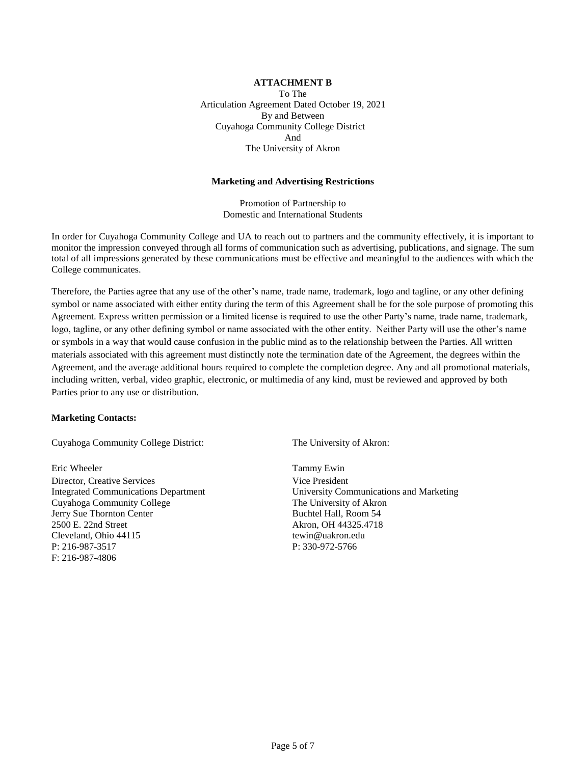**ATTACHMENT B**

To The
Articulation Agreement Dated October 19, 2021
By and Between
Cuyahoga Community College District
And
The University of Akron

**Marketing and Advertising Restrictions**

Promotion of Partnership to
Domestic and International Students

In order for Cuyahoga Community College and UA to reach out to partners and the community effectively, it is important to monitor the impression conveyed through all forms of communication such as advertising, publications, and signage. The sum total of all impressions generated by these communications must be effective and meaningful to the audiences with which the College communicates.

Therefore, the Parties agree that any use of the other's name, trade name, trademark, logo and tagline, or any other defining symbol or name associated with either entity during the term of this Agreement shall be for the sole purpose of promoting this Agreement. Express written permission or a limited license is required to use the other Party's name, trade name, trademark, logo, tagline, or any other defining symbol or name associated with the other entity. Neither Party will use the other's name or symbols in a way that would cause confusion in the public mind as to the relationship between the Parties. All written materials associated with this agreement must distinctly note the termination date of the Agreement, the degrees within the Agreement, and the average additional hours required to complete the completion degree. Any and all promotional materials, including written, verbal, video graphic, electronic, or multimedia of any kind, must be reviewed and approved by both Parties prior to any use or distribution.

**Marketing Contacts:**

Cuyahoga Community College District:

Eric Wheeler
Director, Creative Services
Integrated Communications Department
Cuyahoga Community College
Jerry Sue Thornton Center
2500 E. 22nd Street
Cleveland, Ohio 44115
P: 216-987-3517
F: 216-987-4806

The University of Akron:

Tammy Ewin
Vice President
University Communications and Marketing
The University of Akron
Buchtel Hall, Room 54
Akron, OH 44325.4718
tewin@uakron.edu
P: 330-972-5766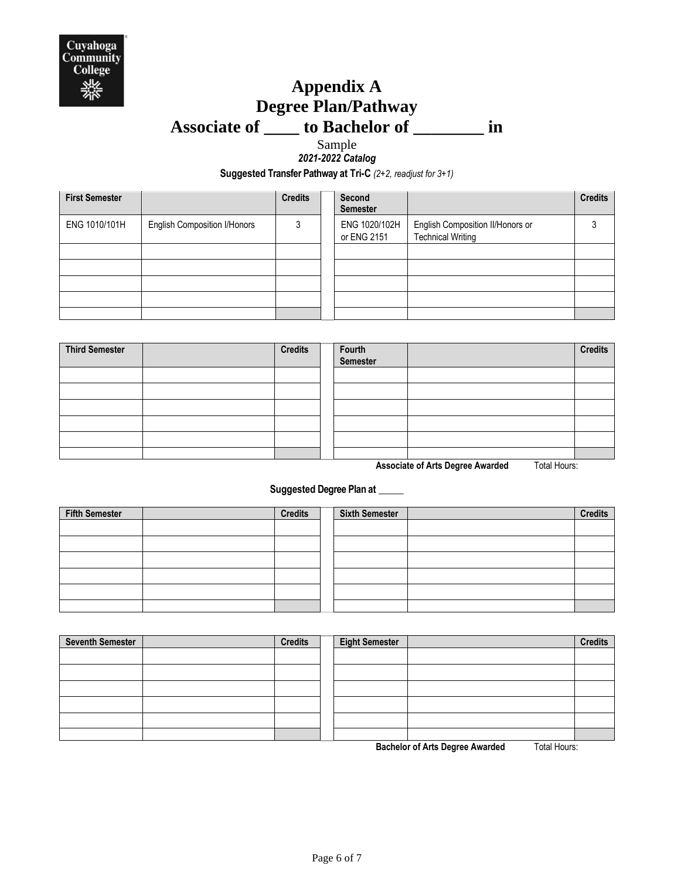# Appendix A
# Degree Plan/Pathway
# Associate of ____ to Bachelor of ________ in

Sample

***2021-2022 Catalog***

**Suggested Transfer Pathway at Tri-C** *(2+2, readjust for 3+1)*

| First Semester | | Credits | | Second Semester | | Credits |
|---|---|---|---|---|---|---|
| ENG 1010/101H | English Composition I/Honors | 3 | | ENG 1020/102H or ENG 2151 | English Composition II/Honors or Technical Writing | 3 |
| | | | | | | |
| | | | | | | |
| | | | | | | |
| | | | | | | |
| | | | | | | |

| Third Semester | | Credits | | Fourth Semester | | Credits |
|---|---|---|---|---|---|---|
| | | | | | | |
| | | | | | | |
| | | | | | | |
| | | | | | | |
| | | | | | | |
| | | | | | | |

**Associate of Arts Degree Awarded** Total Hours:

**Suggested Degree Plan at _____**

| Fifth Semester | | Credits | | Sixth Semester | | Credits |
|---|---|---|---|---|---|---|
| | | | | | | |
| | | | | | | |
| | | | | | | |
| | | | | | | |
| | | | | | | |
| | | | | | | |

| Seventh Semester | | Credits | | Eight Semester | | Credits |
|---|---|---|---|---|---|---|
| | | | | | | |
| | | | | | | |
| | | | | | | |
| | | | | | | |
| | | | | | | |
| | | | | | | |

**Bachelor of Arts Degree Awarded** Total Hours: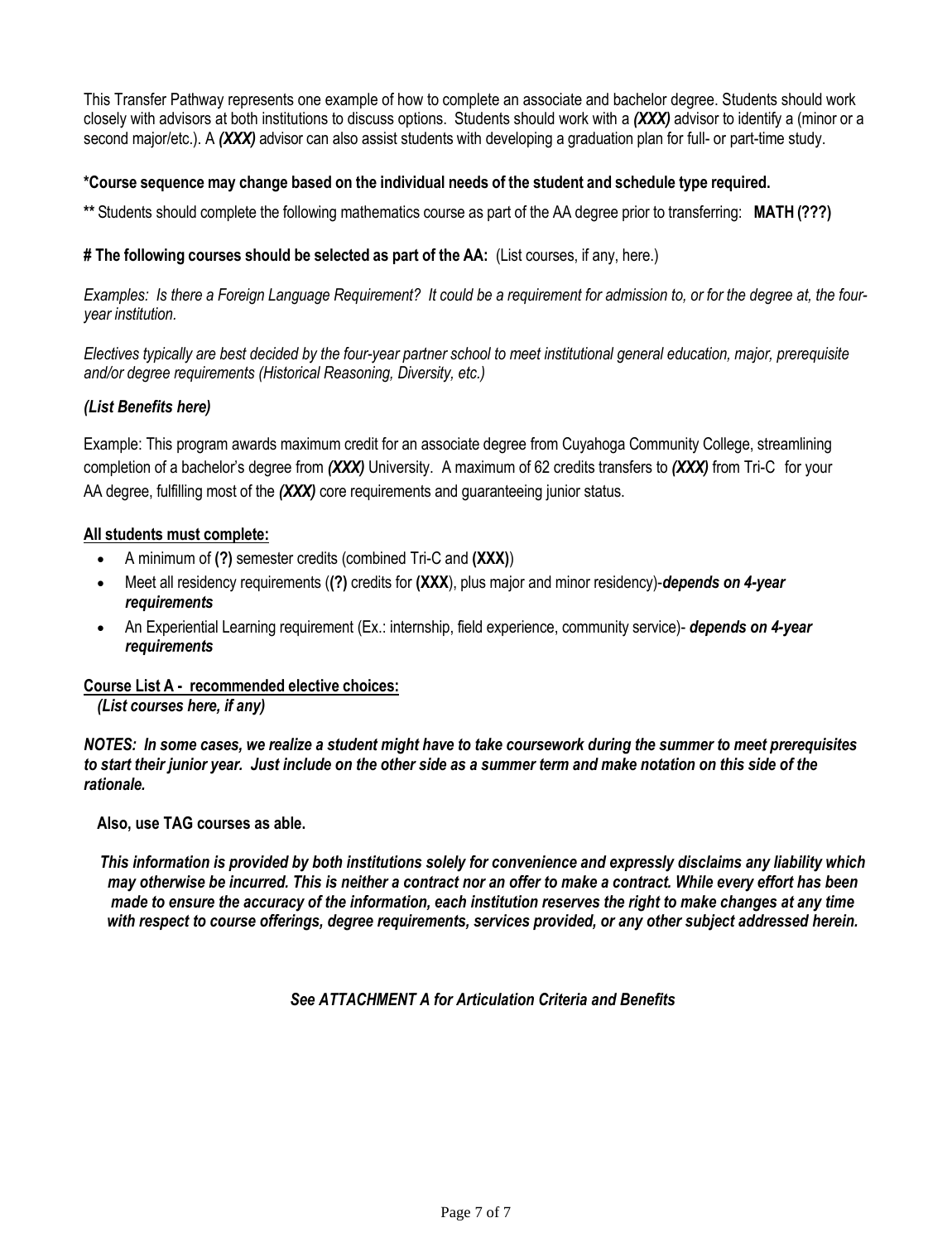This Transfer Pathway represents one example of how to complete an associate and bachelor degree. Students should work closely with advisors at both institutions to discuss options. Students should work with a ***(XXX)*** advisor to identify a (minor or a second major/etc.). A ***(XXX)*** advisor can also assist students with developing a graduation plan for full- or part-time study.

**\*Course sequence may change based on the individual needs of the student and schedule type required.**

**\*\*** Students should complete the following mathematics course as part of the AA degree prior to transferring: **MATH (???)**

**# The following courses should be selected as part of the AA:** (List courses, if any, here.)

*Examples: Is there a Foreign Language Requirement? It could be a requirement for admission to, or for the degree at, the four-year institution.*

*Electives typically are best decided by the four-year partner school to meet institutional general education, major, prerequisite and/or degree requirements (Historical Reasoning, Diversity, etc.)*

***(List Benefits here)***

Example: This program awards maximum credit for an associate degree from Cuyahoga Community College, streamlining completion of a bachelor's degree from ***(XXX)*** University. A maximum of 62 credits transfers to ***(XXX)*** from Tri-C for your AA degree, fulfilling most of the ***(XXX)*** core requirements and guaranteeing junior status.

**<u>All students must complete:</u>**

- A minimum of **(?)** semester credits (combined Tri-C and **(XXX)**)
- Meet all residency requirements (**(?)** credits for **(XXX**), plus major and minor residency)-***depends on 4-year requirements***
- An Experiential Learning requirement (Ex.: internship, field experience, community service)- ***depends on 4-year requirements***

**<u>Course List A - recommended elective choices:</u>**

***(List courses here, if any)***

***NOTES: In some cases, we realize a student might have to take coursework during the summer to meet prerequisites to start their junior year. Just include on the other side as a summer term and make notation on this side of the rationale.***

**Also, use TAG courses as able.**

***This information is provided by both institutions solely for convenience and expressly disclaims any liability which may otherwise be incurred. This is neither a contract nor an offer to make a contract. While every effort has been made to ensure the accuracy of the information, each institution reserves the right to make changes at any time with respect to course offerings, degree requirements, services provided, or any other subject addressed herein.***

***See ATTACHMENT A for Articulation Criteria and Benefits***